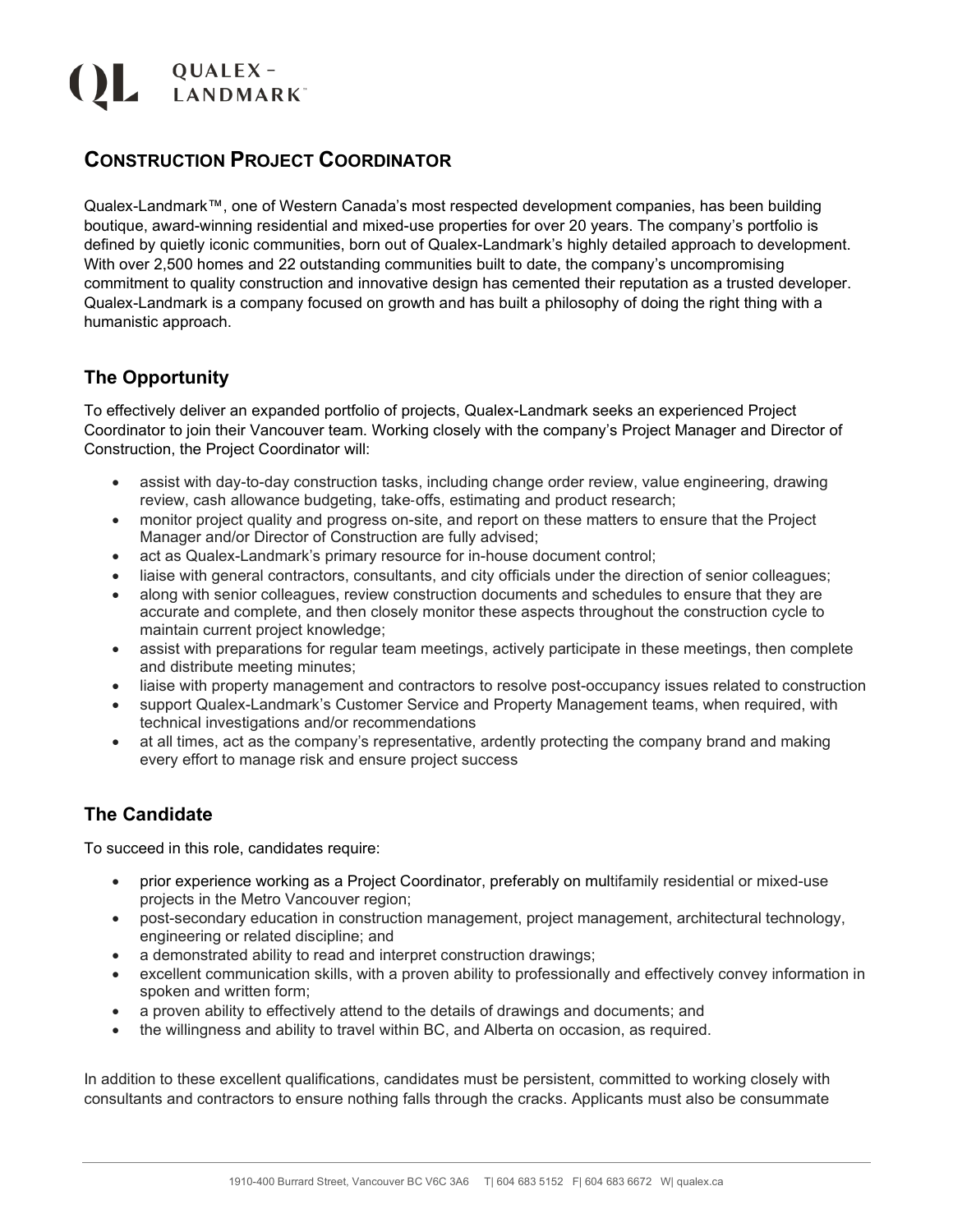QL QUALEX – LANDMARK™

# CONSTRUCTION PROJECT COORDINATOR

Qualex-Landmark™, one of Western Canada's most respected development companies, has been building boutique, award-winning residential and mixed-use properties for over 20 years. The company's portfolio is defined by quietly iconic communities, born out of Qualex-Landmark's highly detailed approach to development. With over 2,500 homes and 22 outstanding communities built to date, the company's uncompromising commitment to quality construction and innovative design has cemented their reputation as a trusted developer. Qualex-Landmark is a company focused on growth and has built a philosophy of doing the right thing with a humanistic approach.

## The Opportunity

To effectively deliver an expanded portfolio of projects, Qualex-Landmark seeks an experienced Project Coordinator to join their Vancouver team. Working closely with the company's Project Manager and Director of Construction, the Project Coordinator will:

- assist with day-to-day construction tasks, including change order review, value engineering, drawing review, cash allowance budgeting, take-offs, estimating and product research;
- monitor project quality and progress on-site, and report on these matters to ensure that the Project Manager and/or Director of Construction are fully advised;
- act as Qualex-Landmark's primary resource for in-house document control;
- liaise with general contractors, consultants, and city officials under the direction of senior colleagues;
- along with senior colleagues, review construction documents and schedules to ensure that they are accurate and complete, and then closely monitor these aspects throughout the construction cycle to maintain current project knowledge;
- assist with preparations for regular team meetings, actively participate in these meetings, then complete and distribute meeting minutes;
- liaise with property management and contractors to resolve post-occupancy issues related to construction
- support Qualex-Landmark's Customer Service and Property Management teams, when required, with technical investigations and/or recommendations
- at all times, act as the company's representative, ardently protecting the company brand and making every effort to manage risk and ensure project success

## The Candidate

To succeed in this role, candidates require:

- prior experience working as a Project Coordinator, preferably on multifamily residential or mixed-use projects in the Metro Vancouver region;
- post-secondary education in construction management, project management, architectural technology, engineering or related discipline; and
- a demonstrated ability to read and interpret construction drawings;
- excellent communication skills, with a proven ability to professionally and effectively convey information in spoken and written form;
- a proven ability to effectively attend to the details of drawings and documents; and
- the willingness and ability to travel within BC, and Alberta on occasion, as required.

In addition to these excellent qualifications, candidates must be persistent, committed to working closely with consultants and contractors to ensure nothing falls through the cracks. Applicants must also be consummate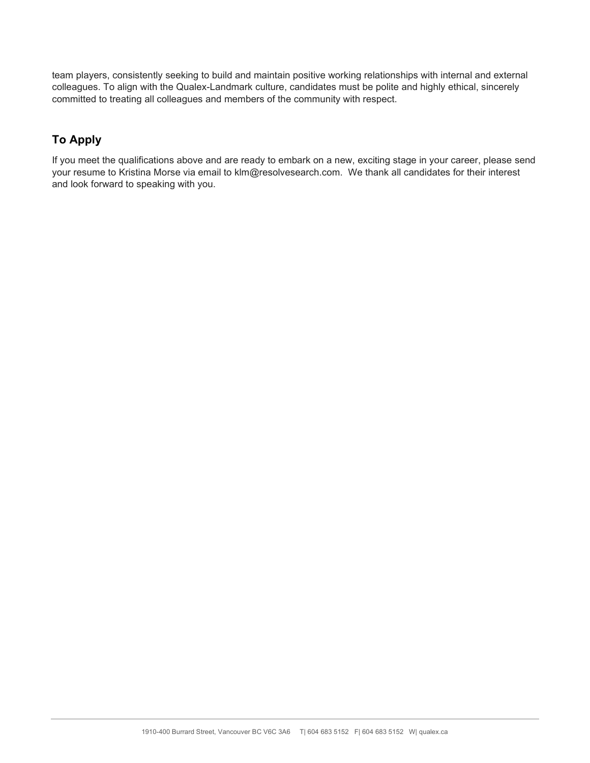team players, consistently seeking to build and maintain positive working relationships with internal and external colleagues. To align with the Qualex-Landmark culture, candidates must be polite and highly ethical, sincerely committed to treating all colleagues and members of the community with respect.

## To Apply

If you meet the qualifications above and are ready to embark on a new, exciting stage in your career, please send your resume to Kristina Morse via email to klm@resolvesearch.com. We thank all candidates for their interest and look forward to speaking with you.